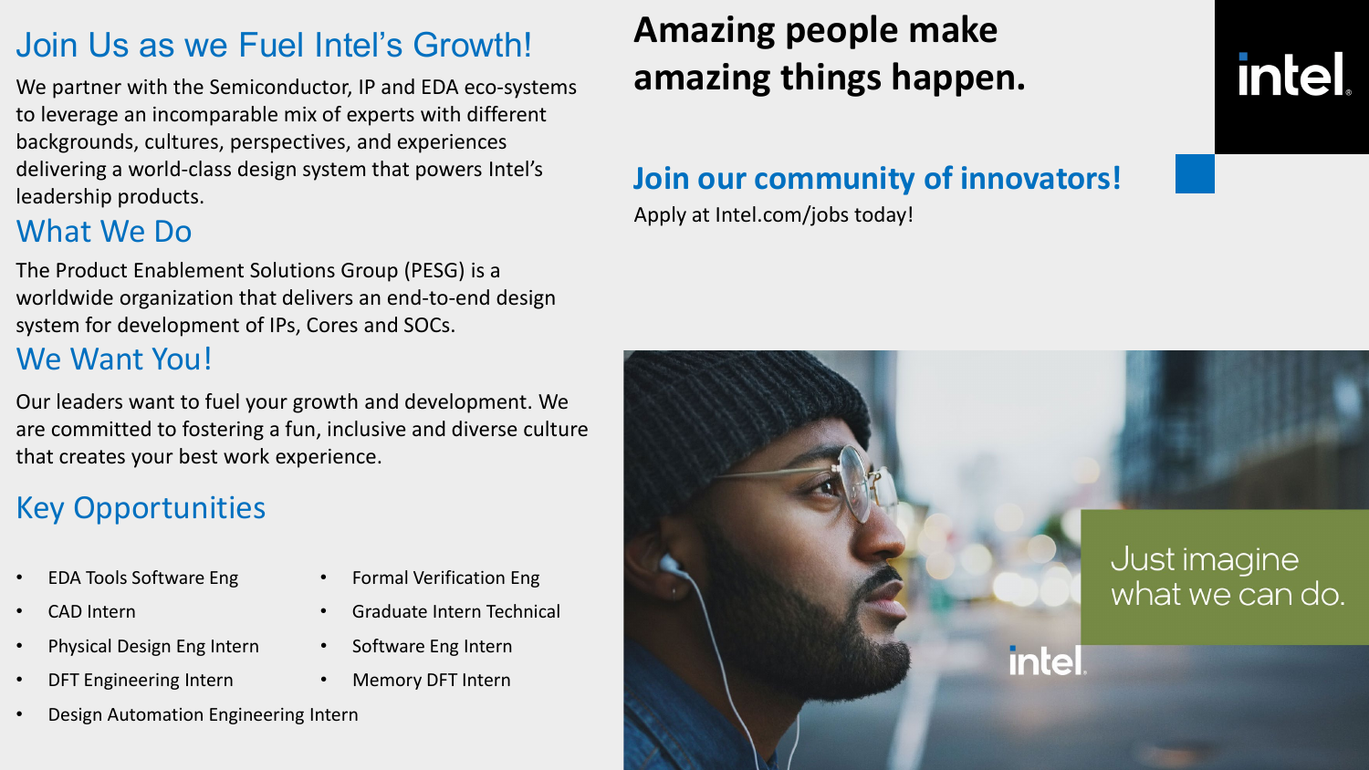# Join Us as we Fuel Intel's Growth!

We partner with the Semiconductor, IP and EDA eco-systems to leverage an incomparable mix of experts with different backgrounds, cultures, perspectives, and experiences delivering a world-class design system that powers Intel's leadership products.

## What We Do

The Product Enablement Solutions Group (PESG) is a worldwide organization that delivers an end-to-end design system for development of IPs, Cores and SOCs.

## We Want You!

Our leaders want to fuel your growth and development. We are committed to fostering a fun, inclusive and diverse culture that creates your best work experience.

## Key Opportunities

- EDA Tools Software Eng
- CAD Intern
- Physical Design Eng Intern
- DFT Engineering Intern
- Design Automation Engineering Intern
- Formal Verification Eng
- Graduate Intern Technical
- Software Eng Intern
- Memory DFT Intern

**Amazing people make amazing things happen.**

intel.

## Join our community of innovators!

Apply at Intel.com/jobs today!

Just imagine what we can do.

intel.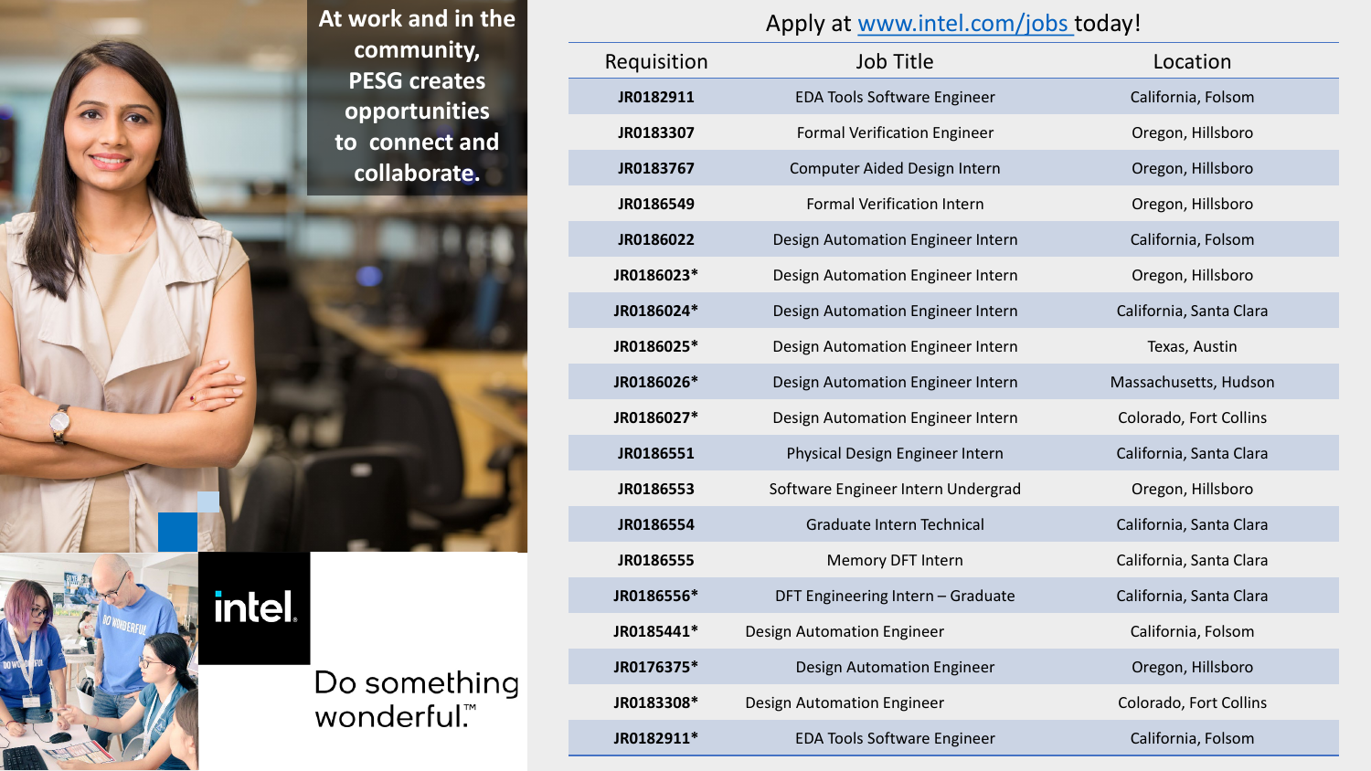At work and in the community, PESG creates opportunities to connect and collaborate.

intel

Do something wonderful.™

## Apply at www.intel.com/jobs today!

| Requisition | Job Title | Location |
|---|---|---|
| JR0182911 | EDA Tools Software Engineer | California, Folsom |
| JR0183307 | Formal Verification Engineer | Oregon, Hillsboro |
| JR0183767 | Computer Aided Design Intern | Oregon, Hillsboro |
| JR0186549 | Formal Verification Intern | Oregon, Hillsboro |
| JR0186022 | Design Automation Engineer Intern | California, Folsom |
| JR0186023* | Design Automation Engineer Intern | Oregon, Hillsboro |
| JR0186024* | Design Automation Engineer Intern | California, Santa Clara |
| JR0186025* | Design Automation Engineer Intern | Texas, Austin |
| JR0186026* | Design Automation Engineer Intern | Massachusetts, Hudson |
| JR0186027* | Design Automation Engineer Intern | Colorado, Fort Collins |
| JR0186551 | Physical Design Engineer Intern | California, Santa Clara |
| JR0186553 | Software Engineer Intern Undergrad | Oregon, Hillsboro |
| JR0186554 | Graduate Intern Technical | California, Santa Clara |
| JR0186555 | Memory DFT Intern | California, Santa Clara |
| JR0186556* | DFT Engineering Intern – Graduate | California, Santa Clara |
| JR0185441* | Design Automation Engineer | California, Folsom |
| JR0176375* | Design Automation Engineer | Oregon, Hillsboro |
| JR0183308* | Design Automation Engineer | Colorado, Fort Collins |
| JR0182911* | EDA Tools Software Engineer | California, Folsom |